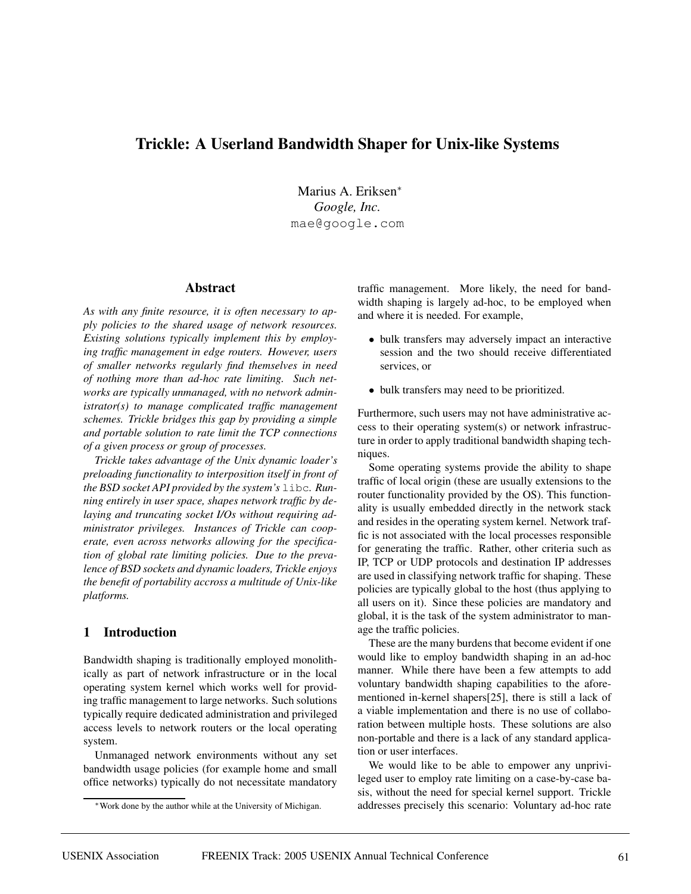# Trickle: A Userland Bandwidth Shaper for Unix-like Systems

Marius A. Eriksen*
*Google, Inc.*
mae@google.com

## Abstract

*As with any finite resource, it is often necessary to apply policies to the shared usage of network resources. Existing solutions typically implement this by employing traffic management in edge routers. However, users of smaller networks regularly find themselves in need of nothing more than ad-hoc rate limiting. Such networks are typically unmanaged, with no network administrator(s) to manage complicated traffic management schemes. Trickle bridges this gap by providing a simple and portable solution to rate limit the TCP connections of a given process or group of processes.*

*Trickle takes advantage of the Unix dynamic loader's preloading functionality to interposition itself in front of the BSD socket API provided by the system's* `libc`*. Running entirely in user space, shapes network traffic by delaying and truncating socket I/Os without requiring administrator privileges. Instances of Trickle can cooperate, even across networks allowing for the specification of global rate limiting policies. Due to the prevalence of BSD sockets and dynamic loaders, Trickle enjoys the benefit of portability accross a multitude of Unix-like platforms.*

## 1 Introduction

Bandwidth shaping is traditionally employed monolithically as part of network infrastructure or in the local operating system kernel which works well for providing traffic management to large networks. Such solutions typically require dedicated administration and privileged access levels to network routers or the local operating system.

Unmanaged network environments without any set bandwidth usage policies (for example home and small office networks) typically do not necessitate mandatory traffic management. More likely, the need for bandwidth shaping is largely ad-hoc, to be employed when and where it is needed. For example,

- bulk transfers may adversely impact an interactive session and the two should receive differentiated services, or
- bulk transfers may need to be prioritized.

Furthermore, such users may not have administrative access to their operating system(s) or network infrastructure in order to apply traditional bandwidth shaping techniques.

Some operating systems provide the ability to shape traffic of local origin (these are usually extensions to the router functionality provided by the OS). This functionality is usually embedded directly in the network stack and resides in the operating system kernel. Network traffic is not associated with the local processes responsible for generating the traffic. Rather, other criteria such as IP, TCP or UDP protocols and destination IP addresses are used in classifying network traffic for shaping. These policies are typically global to the host (thus applying to all users on it). Since these policies are mandatory and global, it is the task of the system administrator to manage the traffic policies.

These are the many burdens that become evident if one would like to employ bandwidth shaping in an ad-hoc manner. While there have been a few attempts to add voluntary bandwidth shaping capabilities to the aforementioned in-kernel shapers[25], there is still a lack of a viable implementation and there is no use of collaboration between multiple hosts. These solutions are also non-portable and there is a lack of any standard application or user interfaces.

We would like to be able to empower any unprivileged user to employ rate limiting on a case-by-case basis, without the need for special kernel support. Trickle addresses precisely this scenario: Voluntary ad-hoc rate

*Work done by the author while at the University of Michigan.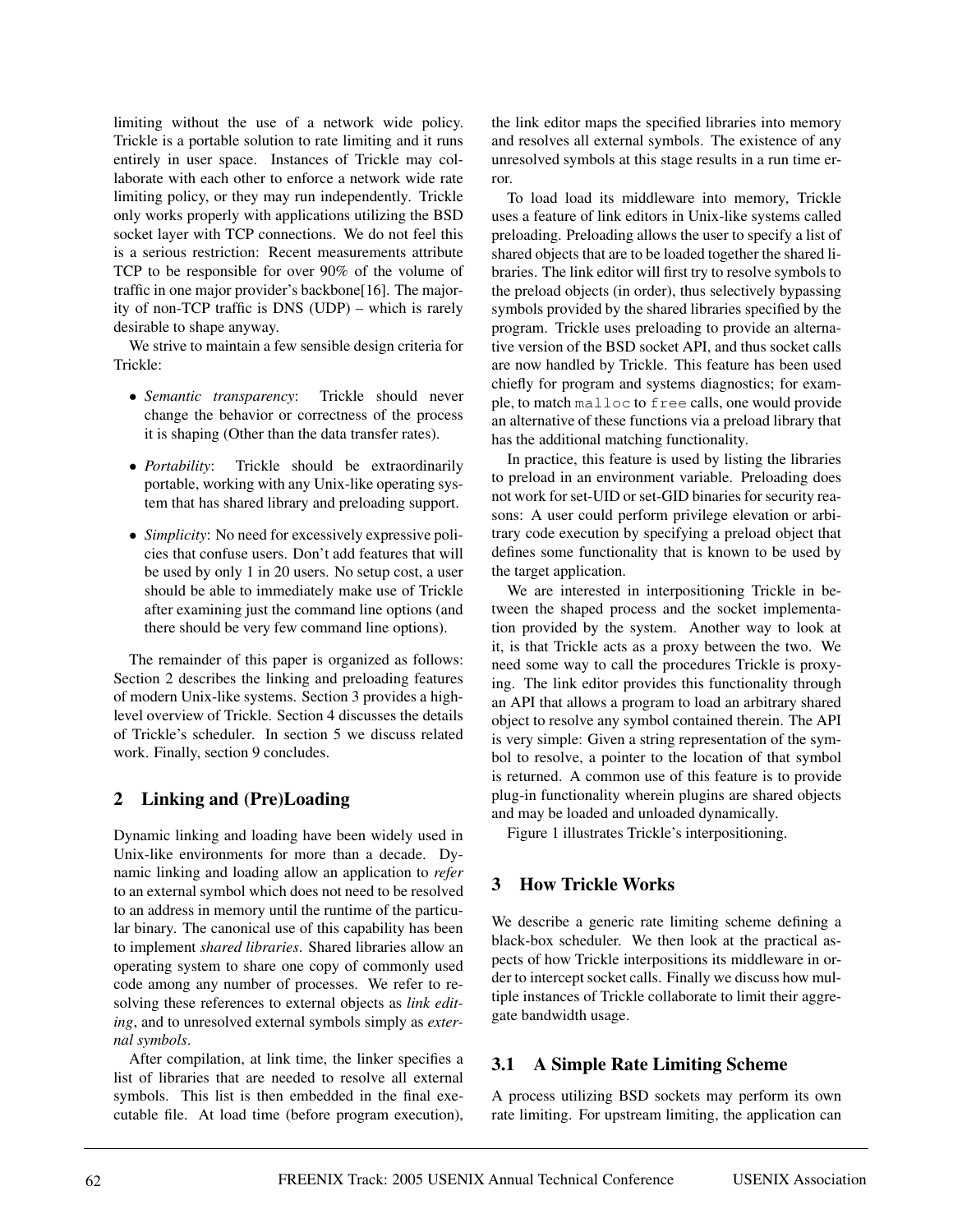limiting without the use of a network wide policy. Trickle is a portable solution to rate limiting and it runs entirely in user space. Instances of Trickle may collaborate with each other to enforce a network wide rate limiting policy, or they may run independently. Trickle only works properly with applications utilizing the BSD socket layer with TCP connections. We do not feel this is a serious restriction: Recent measurements attribute TCP to be responsible for over 90% of the volume of traffic in one major provider's backbone[16]. The majority of non-TCP traffic is DNS (UDP) – which is rarely desirable to shape anyway.

We strive to maintain a few sensible design criteria for Trickle:

- *Semantic transparency*: Trickle should never change the behavior or correctness of the process it is shaping (Other than the data transfer rates).
- *Portability*: Trickle should be extraordinarily portable, working with any Unix-like operating system that has shared library and preloading support.
- *Simplicity*: No need for excessively expressive policies that confuse users. Don't add features that will be used by only 1 in 20 users. No setup cost, a user should be able to immediately make use of Trickle after examining just the command line options (and there should be very few command line options).

The remainder of this paper is organized as follows: Section 2 describes the linking and preloading features of modern Unix-like systems. Section 3 provides a high-level overview of Trickle. Section 4 discusses the details of Trickle's scheduler. In section 5 we discuss related work. Finally, section 9 concludes.

## 2 Linking and (Pre)Loading

Dynamic linking and loading have been widely used in Unix-like environments for more than a decade. Dynamic linking and loading allow an application to *refer* to an external symbol which does not need to be resolved to an address in memory until the runtime of the particular binary. The canonical use of this capability has been to implement *shared libraries*. Shared libraries allow an operating system to share one copy of commonly used code among any number of processes. We refer to resolving these references to external objects as *link editing*, and to unresolved external symbols simply as *external symbols*.

After compilation, at link time, the linker specifies a list of libraries that are needed to resolve all external symbols. This list is then embedded in the final executable file. At load time (before program execution), the link editor maps the specified libraries into memory and resolves all external symbols. The existence of any unresolved symbols at this stage results in a run time error.

To load load its middleware into memory, Trickle uses a feature of link editors in Unix-like systems called preloading. Preloading allows the user to specify a list of shared objects that are to be loaded together the shared libraries. The link editor will first try to resolve symbols to the preload objects (in order), thus selectively bypassing symbols provided by the shared libraries specified by the program. Trickle uses preloading to provide an alternative version of the BSD socket API, and thus socket calls are now handled by Trickle. This feature has been used chiefly for program and systems diagnostics; for example, to match `malloc` to `free` calls, one would provide an alternative of these functions via a preload library that has the additional matching functionality.

In practice, this feature is used by listing the libraries to preload in an environment variable. Preloading does not work for set-UID or set-GID binaries for security reasons: A user could perform privilege elevation or arbitrary code execution by specifying a preload object that defines some functionality that is known to be used by the target application.

We are interested in interpositioning Trickle in between the shaped process and the socket implementation provided by the system. Another way to look at it, is that Trickle acts as a proxy between the two. We need some way to call the procedures Trickle is proxying. The link editor provides this functionality through an API that allows a program to load an arbitrary shared object to resolve any symbol contained therein. The API is very simple: Given a string representation of the symbol to resolve, a pointer to the location of that symbol is returned. A common use of this feature is to provide plug-in functionality wherein plugins are shared objects and may be loaded and unloaded dynamically.

Figure 1 illustrates Trickle's interpositioning.

## 3 How Trickle Works

We describe a generic rate limiting scheme defining a black-box scheduler. We then look at the practical aspects of how Trickle interpositions its middleware in order to intercept socket calls. Finally we discuss how multiple instances of Trickle collaborate to limit their aggregate bandwidth usage.

### 3.1 A Simple Rate Limiting Scheme

A process utilizing BSD sockets may perform its own rate limiting. For upstream limiting, the application can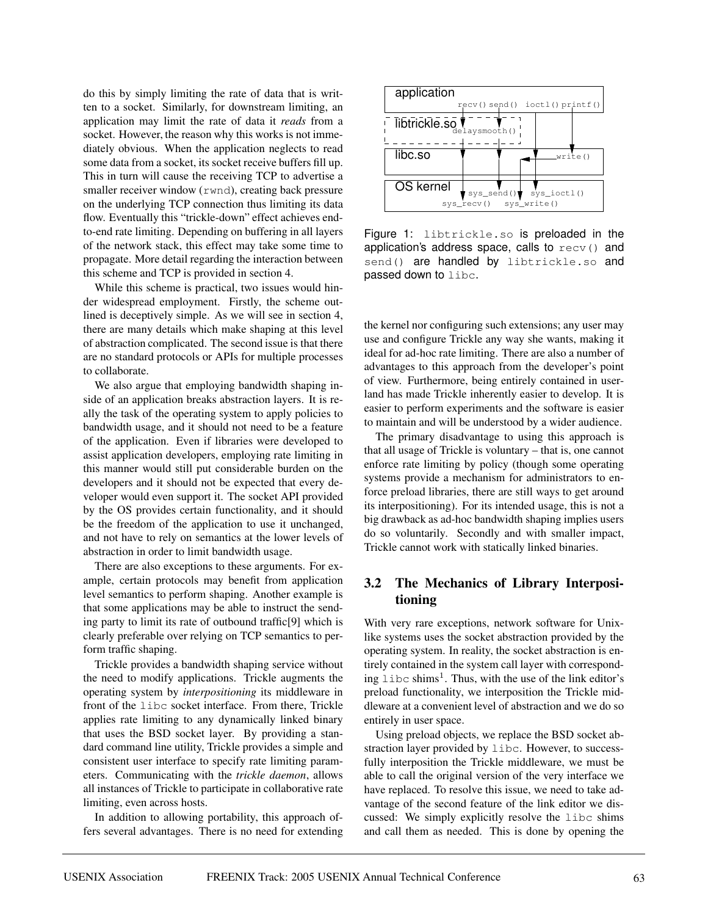do this by simply limiting the rate of data that is written to a socket. Similarly, for downstream limiting, an application may limit the rate of data it *reads* from a socket. However, the reason why this works is not immediately obvious. When the application neglects to read some data from a socket, its socket receive buffers fill up. This in turn will cause the receiving TCP to advertise a smaller receiver window (`rwnd`), creating back pressure on the underlying TCP connection thus limiting its data flow. Eventually this "trickle-down" effect achieves end-to-end rate limiting. Depending on buffering in all layers of the network stack, this effect may take some time to propagate. More detail regarding the interaction between this scheme and TCP is provided in section 4.

While this scheme is practical, two issues would hinder widespread employment. Firstly, the scheme outlined is deceptively simple. As we will see in section 4, there are many details which make shaping at this level of abstraction complicated. The second issue is that there are no standard protocols or APIs for multiple processes to collaborate.

We also argue that employing bandwidth shaping inside of an application breaks abstraction layers. It is really the task of the operating system to apply policies to bandwidth usage, and it should not need to be a feature of the application. Even if libraries were developed to assist application developers, employing rate limiting in this manner would still put considerable burden on the developers and it should not be expected that every developer would even support it. The socket API provided by the OS provides certain functionality, and it should be the freedom of the application to use it unchanged, and not have to rely on semantics at the lower levels of abstraction in order to limit bandwidth usage.

There are also exceptions to these arguments. For example, certain protocols may benefit from application level semantics to perform shaping. Another example is that some applications may be able to instruct the sending party to limit its rate of outbound traffic[9] which is clearly preferable over relying on TCP semantics to perform traffic shaping.

Trickle provides a bandwidth shaping service without the need to modify applications. Trickle augments the operating system by *interpositioning* its middleware in front of the `libc` socket interface. From there, Trickle applies rate limiting to any dynamically linked binary that uses the BSD socket layer. By providing a standard command line utility, Trickle provides a simple and consistent user interface to specify rate limiting parameters. Communicating with the *trickle daemon*, allows all instances of Trickle to participate in collaborative rate limiting, even across hosts.

In addition to allowing portability, this approach offers several advantages. There is no need for extending the kernel nor configuring such extensions; any user may use and configure Trickle any way she wants, making it ideal for ad-hoc rate limiting. There are also a number of advantages to this approach from the developer's point of view. Furthermore, being entirely contained in userland has made Trickle inherently easier to develop. It is easier to perform experiments and the software is easier to maintain and will be understood by a wider audience.

The primary disadvantage to using this approach is that all usage of Trickle is voluntary – that is, one cannot enforce rate limiting by policy (though some operating systems provide a mechanism for administrators to enforce preload libraries, there are still ways to get around its interpositioning). For its intended usage, this is not a big drawback as ad-hoc bandwidth shaping implies users do so voluntarily. Secondly and with smaller impact, Trickle cannot work with statically linked binaries.

Figure 1: `libtrickle.so` is preloaded in the application's address space, calls to `recv()` and `send()` are handled by `libtrickle.so` and passed down to `libc`.

## 3.2 The Mechanics of Library Interpositioning

With very rare exceptions, network software for Unix-like systems uses the socket abstraction provided by the operating system. In reality, the socket abstraction is entirely contained in the system call layer with corresponding `libc` shims[1]. Thus, with the use of the link editor's preload functionality, we interposition the Trickle middleware at a convenient level of abstraction and we do so entirely in user space.

Using preload objects, we replace the BSD socket abstraction layer provided by `libc`. However, to successfully interposition the Trickle middleware, we must be able to call the original version of the very interface we have replaced. To resolve this issue, we need to take advantage of the second feature of the link editor we discussed: We simply explicitly resolve the `libc` shims and call them as needed. This is done by opening the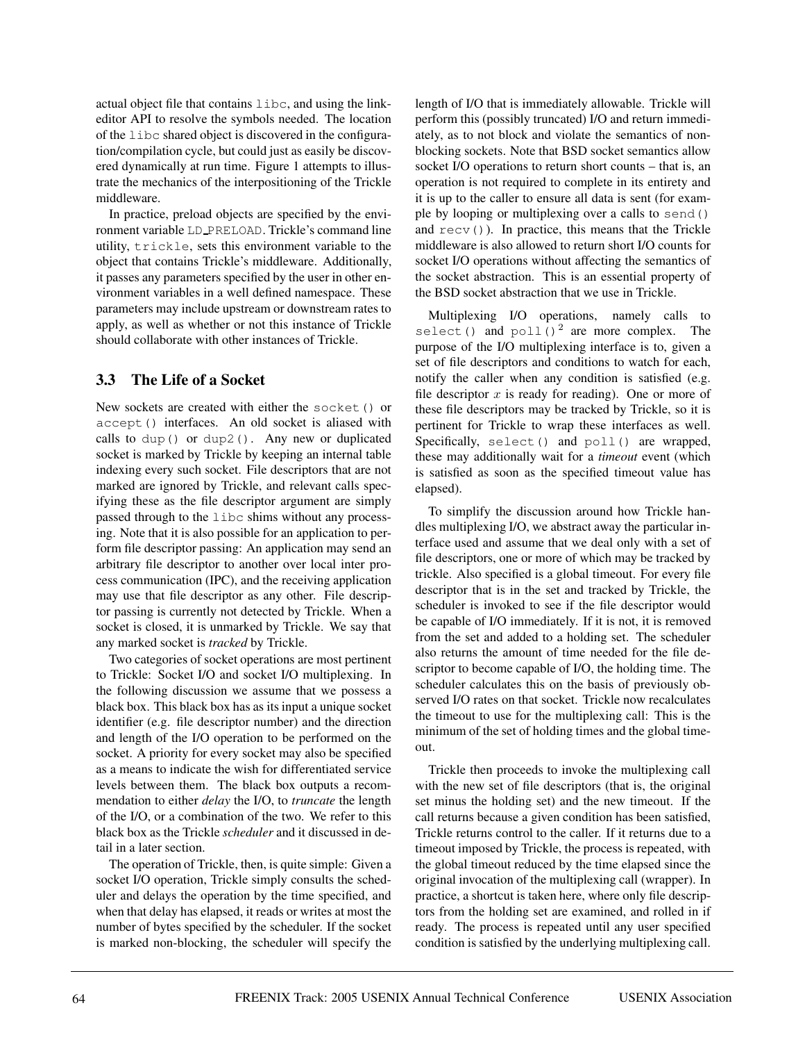actual object file that contains libc, and using the link-editor API to resolve the symbols needed. The location of the libc shared object is discovered in the configuration/compilation cycle, but could just as easily be discovered dynamically at run time. Figure 1 attempts to illustrate the mechanics of the interpositioning of the Trickle middleware.

In practice, preload objects are specified by the environment variable LD_PRELOAD. Trickle's command line utility, trickle, sets this environment variable to the object that contains Trickle's middleware. Additionally, it passes any parameters specified by the user in other environment variables in a well defined namespace. These parameters may include upstream or downstream rates to apply, as well as whether or not this instance of Trickle should collaborate with other instances of Trickle.

### 3.3 The Life of a Socket

New sockets are created with either the socket() or accept() interfaces. An old socket is aliased with calls to dup() or dup2(). Any new or duplicated socket is marked by Trickle by keeping an internal table indexing every such socket. File descriptors that are not marked are ignored by Trickle, and relevant calls specifying these as the file descriptor argument are simply passed through to the libc shims without any processing. Note that it is also possible for an application to perform file descriptor passing: An application may send an arbitrary file descriptor to another over local inter process communication (IPC), and the receiving application may use that file descriptor as any other. File descriptor passing is currently not detected by Trickle. When a socket is closed, it is unmarked by Trickle. We say that any marked socket is *tracked* by Trickle.

Two categories of socket operations are most pertinent to Trickle: Socket I/O and socket I/O multiplexing. In the following discussion we assume that we possess a black box. This black box has as its input a unique socket identifier (e.g. file descriptor number) and the direction and length of the I/O operation to be performed on the socket. A priority for every socket may also be specified as a means to indicate the wish for differentiated service levels between them. The black box outputs a recommendation to either *delay* the I/O, to *truncate* the length of the I/O, or a combination of the two. We refer to this black box as the Trickle *scheduler* and it discussed in detail in a later section.

The operation of Trickle, then, is quite simple: Given a socket I/O operation, Trickle simply consults the scheduler and delays the operation by the time specified, and when that delay has elapsed, it reads or writes at most the number of bytes specified by the scheduler. If the socket is marked non-blocking, the scheduler will specify the length of I/O that is immediately allowable. Trickle will perform this (possibly truncated) I/O and return immediately, as to not block and violate the semantics of non-blocking sockets. Note that BSD socket semantics allow socket I/O operations to return short counts – that is, an operation is not required to complete in its entirety and it is up to the caller to ensure all data is sent (for example by looping or multiplexing over a calls to send() and recv()). In practice, this means that the Trickle middleware is also allowed to return short I/O counts for socket I/O operations without affecting the semantics of the socket abstraction. This is an essential property of the BSD socket abstraction that we use in Trickle.

Multiplexing I/O operations, namely calls to select() and poll()[2] are more complex. The purpose of the I/O multiplexing interface is to, given a set of file descriptors and conditions to watch for each, notify the caller when any condition is satisfied (e.g. file descriptor $x$ is ready for reading). One or more of these file descriptors may be tracked by Trickle, so it is pertinent for Trickle to wrap these interfaces as well. Specifically, select() and poll() are wrapped, these may additionally wait for a *timeout* event (which is satisfied as soon as the specified timeout value has elapsed).

To simplify the discussion around how Trickle handles multiplexing I/O, we abstract away the particular interface used and assume that we deal only with a set of file descriptors, one or more of which may be tracked by trickle. Also specified is a global timeout. For every file descriptor that is in the set and tracked by Trickle, the scheduler is invoked to see if the file descriptor would be capable of I/O immediately. If it is not, it is removed from the set and added to a holding set. The scheduler also returns the amount of time needed for the file descriptor to become capable of I/O, the holding time. The scheduler calculates this on the basis of previously observed I/O rates on that socket. Trickle now recalculates the timeout to use for the multiplexing call: This is the minimum of the set of holding times and the global timeout.

Trickle then proceeds to invoke the multiplexing call with the new set of file descriptors (that is, the original set minus the holding set) and the new timeout. If the call returns because a given condition has been satisfied, Trickle returns control to the caller. If it returns due to a timeout imposed by Trickle, the process is repeated, with the global timeout reduced by the time elapsed since the original invocation of the multiplexing call (wrapper). In practice, a shortcut is taken here, where only file descriptors from the holding set are examined, and rolled in if ready. The process is repeated until any user specified condition is satisfied by the underlying multiplexing call.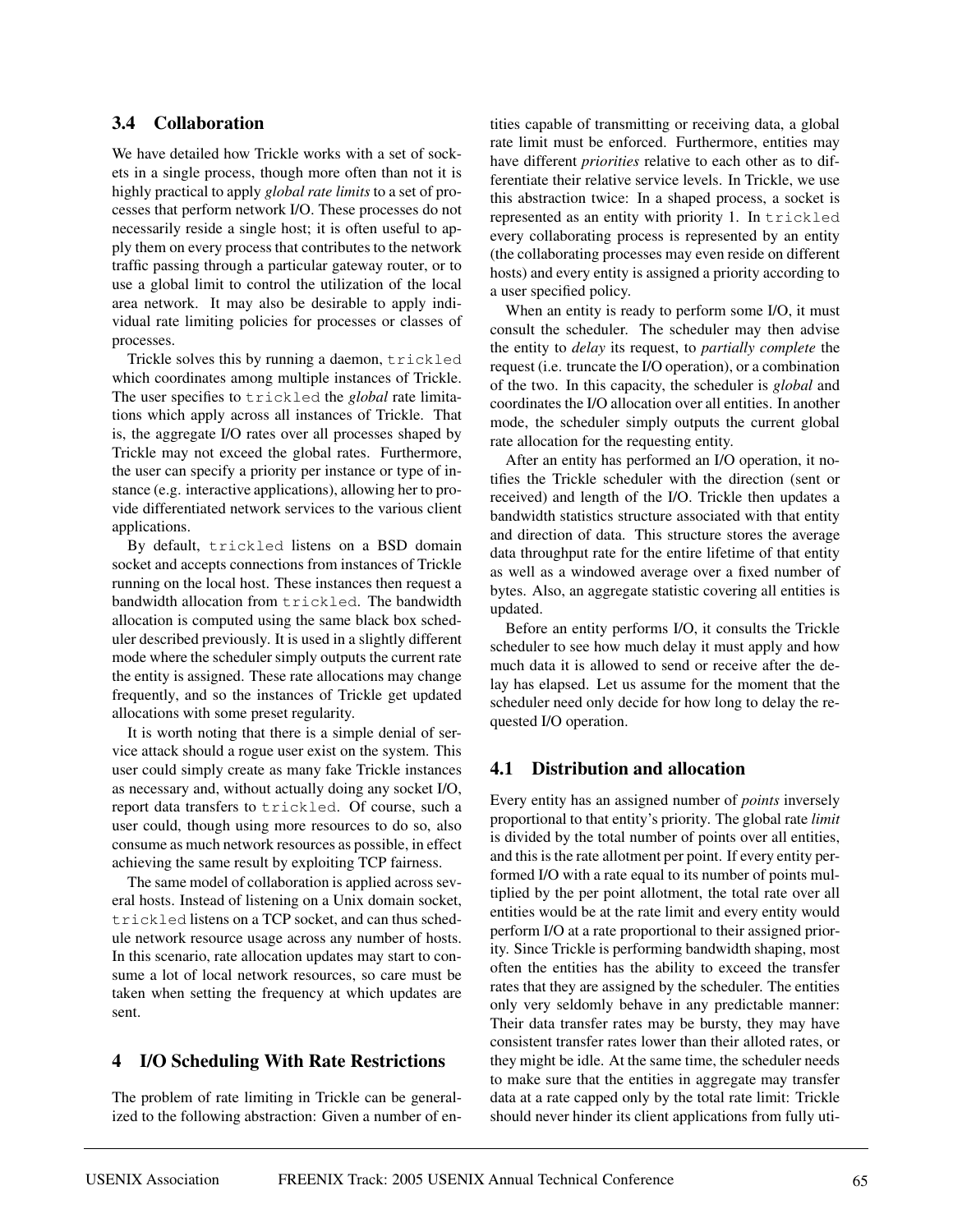## 3.4 Collaboration

We have detailed how Trickle works with a set of sockets in a single process, though more often than not it is highly practical to apply *global rate limits* to a set of processes that perform network I/O. These processes do not necessarily reside a single host; it is often useful to apply them on every process that contributes to the network traffic passing through a particular gateway router, or to use a global limit to control the utilization of the local area network. It may also be desirable to apply individual rate limiting policies for processes or classes of processes.

Trickle solves this by running a daemon, `trickled` which coordinates among multiple instances of Trickle. The user specifies to `trickled` the *global* rate limitations which apply across all instances of Trickle. That is, the aggregate I/O rates over all processes shaped by Trickle may not exceed the global rates. Furthermore, the user can specify a priority per instance or type of instance (e.g. interactive applications), allowing her to provide differentiated network services to the various client applications.

By default, `trickled` listens on a BSD domain socket and accepts connections from instances of Trickle running on the local host. These instances then request a bandwidth allocation from `trickled`. The bandwidth allocation is computed using the same black box scheduler described previously. It is used in a slightly different mode where the scheduler simply outputs the current rate the entity is assigned. These rate allocations may change frequently, and so the instances of Trickle get updated allocations with some preset regularity.

It is worth noting that there is a simple denial of service attack should a rogue user exist on the system. This user could simply create as many fake Trickle instances as necessary and, without actually doing any socket I/O, report data transfers to `trickled`. Of course, such a user could, though using more resources to do so, also consume as much network resources as possible, in effect achieving the same result by exploiting TCP fairness.

The same model of collaboration is applied across several hosts. Instead of listening on a Unix domain socket, `trickled` listens on a TCP socket, and can thus schedule network resource usage across any number of hosts. In this scenario, rate allocation updates may start to consume a lot of local network resources, so care must be taken when setting the frequency at which updates are sent.

# 4 I/O Scheduling With Rate Restrictions

The problem of rate limiting in Trickle can be generalized to the following abstraction: Given a number of entities capable of transmitting or receiving data, a global rate limit must be enforced. Furthermore, entities may have different *priorities* relative to each other as to differentiate their relative service levels. In Trickle, we use this abstraction twice: In a shaped process, a socket is represented as an entity with priority 1. In `trickled` every collaborating process is represented by an entity (the collaborating processes may even reside on different hosts) and every entity is assigned a priority according to a user specified policy.

When an entity is ready to perform some I/O, it must consult the scheduler. The scheduler may then advise the entity to *delay* its request, to *partially complete* the request (i.e. truncate the I/O operation), or a combination of the two. In this capacity, the scheduler is *global* and coordinates the I/O allocation over all entities. In another mode, the scheduler simply outputs the current global rate allocation for the requesting entity.

After an entity has performed an I/O operation, it notifies the Trickle scheduler with the direction (sent or received) and length of the I/O. Trickle then updates a bandwidth statistics structure associated with that entity and direction of data. This structure stores the average data throughput rate for the entire lifetime of that entity as well as a windowed average over a fixed number of bytes. Also, an aggregate statistic covering all entities is updated.

Before an entity performs I/O, it consults the Trickle scheduler to see how much delay it must apply and how much data it is allowed to send or receive after the delay has elapsed. Let us assume for the moment that the scheduler need only decide for how long to delay the requested I/O operation.

## 4.1 Distribution and allocation

Every entity has an assigned number of *points* inversely proportional to that entity's priority. The global rate *limit* is divided by the total number of points over all entities, and this is the rate allotment per point. If every entity performed I/O with a rate equal to its number of points multiplied by the per point allotment, the total rate over all entities would be at the rate limit and every entity would perform I/O at a rate proportional to their assigned priority. Since Trickle is performing bandwidth shaping, most often the entities has the ability to exceed the transfer rates that they are assigned by the scheduler. The entities only very seldomly behave in any predictable manner: Their data transfer rates may be bursty, they may have consistent transfer rates lower than their alloted rates, or they might be idle. At the same time, the scheduler needs to make sure that the entities in aggregate may transfer data at a rate capped only by the total rate limit: Trickle should never hinder its client applications from fully uti-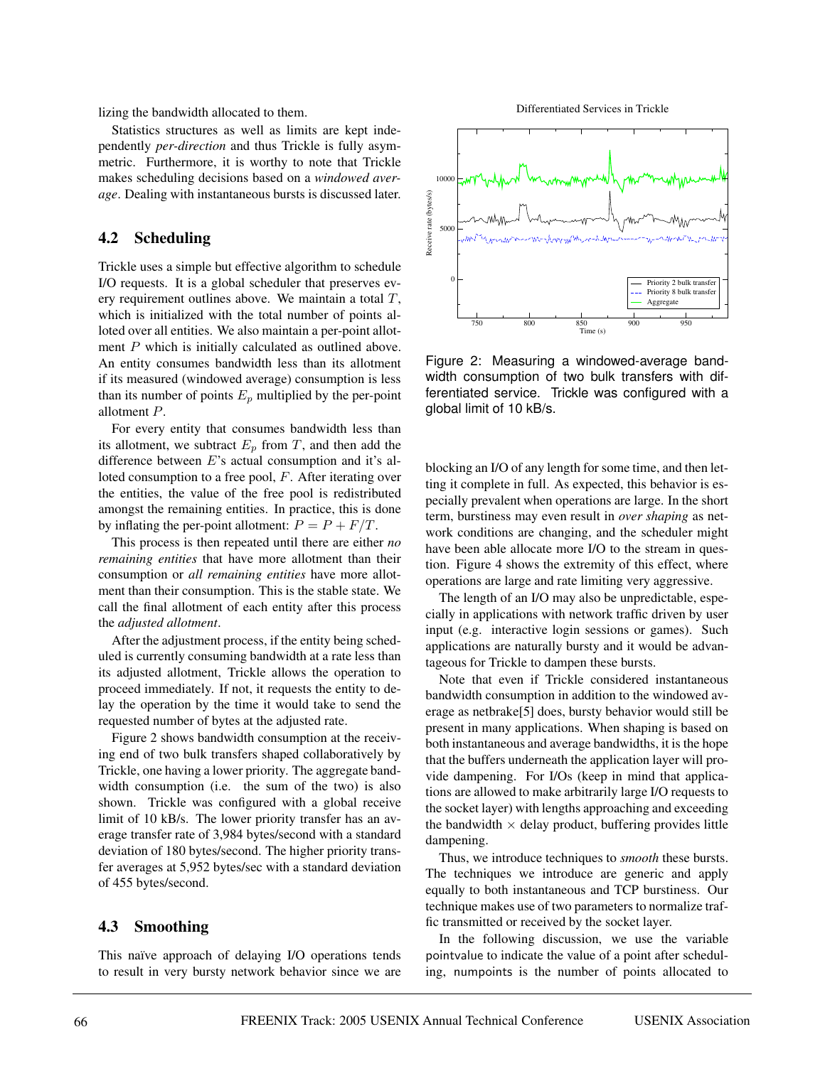lizing the bandwidth allocated to them.

Statistics structures as well as limits are kept independently *per-direction* and thus Trickle is fully asymmetric. Furthermore, it is worthy to note that Trickle makes scheduling decisions based on a *windowed average*. Dealing with instantaneous bursts is discussed later.

## 4.2 Scheduling

Trickle uses a simple but effective algorithm to schedule I/O requests. It is a global scheduler that preserves every requirement outlines above. We maintain a total $T$, which is initialized with the total number of points alloted over all entities. We also maintain a per-point allotment $P$ which is initially calculated as outlined above. An entity consumes bandwidth less than its allotment if its measured (windowed average) consumption is less than its number of points $E_p$ multiplied by the per-point allotment $P$.

For every entity that consumes bandwidth less than its allotment, we subtract $E_p$ from $T$, and then add the difference between $E$'s actual consumption and it's aloted consumption to a free pool, $F$. After iterating over the entities, the value of the free pool is redistributed amongst the remaining entities. In practice, this is done by inflating the per-point allotment: $P = P + F/T$.

This process is then repeated until there are either *no remaining entities* that have more allotment than their consumption or *all remaining entities* have more allotment than their consumption. This is the stable state. We call the final allotment of each entity after this process the *adjusted allotment*.

After the adjustment process, if the entity being scheduled is currently consuming bandwidth at a rate less than its adjusted allotment, Trickle allows the operation to proceed immediately. If not, it requests the entity to delay the operation by the time it would take to send the requested number of bytes at the adjusted rate.

Figure 2 shows bandwidth consumption at the receiving end of two bulk transfers shaped collaboratively by Trickle, one having a lower priority. The aggregate bandwidth consumption (i.e. the sum of the two) is also shown. Trickle was configured with a global receive limit of 10 kB/s. The lower priority transfer has an average transfer rate of 3,984 bytes/second with a standard deviation of 180 bytes/second. The higher priority transfer averages at 5,952 bytes/sec with a standard deviation of 455 bytes/second.

Figure 2: Measuring a windowed-average bandwidth consumption of two bulk transfers with differentiated service. Trickle was configured with a global limit of 10 kB/s.

## 4.3 Smoothing

This naïve approach of delaying I/O operations tends to result in very bursty network behavior since we are blocking an I/O of any length for some time, and then letting it complete in full. As expected, this behavior is especially prevalent when operations are large. In the short term, burstiness may even result in *over shaping* as network conditions are changing, and the scheduler might have been able allocate more I/O to the stream in question. Figure 4 shows the extremity of this effect, where operations are large and rate limiting very aggressive.

The length of an I/O may also be unpredictable, especially in applications with network traffic driven by user input (e.g. interactive login sessions or games). Such applications are naturally bursty and it would be advantageous for Trickle to dampen these bursts.

Note that even if Trickle considered instantaneous bandwidth consumption in addition to the windowed average as netbrake[5] does, bursty behavior would still be present in many applications. When shaping is based on both instantaneous and average bandwidths, it is the hope that the buffers underneath the application layer will provide dampening. For I/Os (keep in mind that applications are allowed to make arbitrarily large I/O requests to the socket layer) with lengths approaching and exceeding the bandwidth × delay product, buffering provides little dampening.

Thus, we introduce techniques to *smooth* these bursts. The techniques we introduce are generic and apply equally to both instantaneous and TCP burstiness. Our technique makes use of two parameters to normalize traffic transmitted or received by the socket layer.

In the following discussion, we use the variable pointvalue to indicate the value of a point after scheduling, numpoints is the number of points allocated to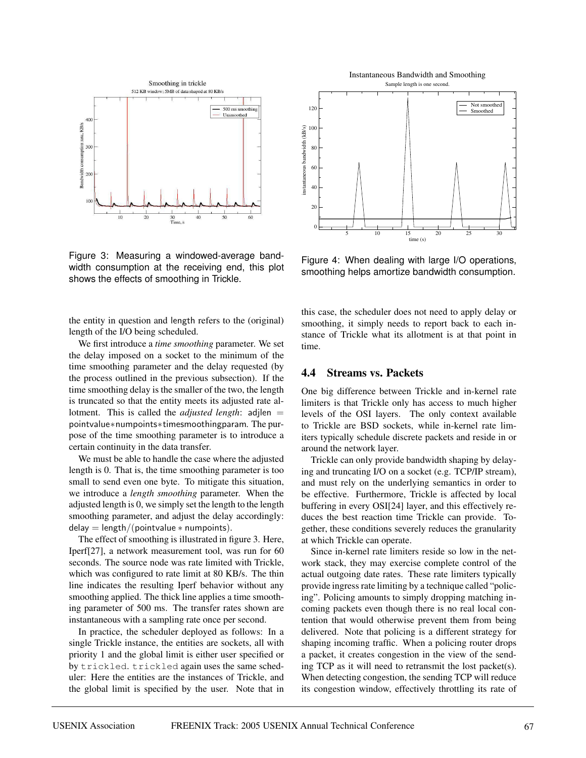Figure 3: Measuring a windowed-average bandwidth consumption at the receiving end, this plot shows the effects of smoothing in Trickle.

Figure 4: When dealing with large I/O operations, smoothing helps amortize bandwidth consumption.

the entity in question and length refers to the (original) length of the I/O being scheduled.

We first introduce a *time smoothing* parameter. We set the delay imposed on a socket to the minimum of the time smoothing parameter and the delay requested (by the process outlined in the previous subsection). If the time smoothing delay is the smaller of the two, the length is truncated so that the entity meets its adjusted rate allotment. This is called the *adjusted length*: $\text{adjlen} = \text{pointvalue} * \text{numpoints} * \text{timesmoothingparam}$. The purpose of the time smoothing parameter is to introduce a certain continuity in the data transfer.

We must be able to handle the case where the adjusted length is 0. That is, the time smoothing parameter is too small to send even one byte. To mitigate this situation, we introduce a *length smoothing* parameter. When the adjusted length is 0, we simply set the length to the length smoothing parameter, and adjust the delay accordingly: $\text{delay} = \text{length}/(\text{pointvalue} * \text{numpoints})$.

The effect of smoothing is illustrated in figure 3. Here, Iperf[27], a network measurement tool, was run for 60 seconds. The source node was rate limited with Trickle, which was configured to rate limit at 80 KB/s. The thin line indicates the resulting Iperf behavior without any smoothing applied. The thick line applies a time smoothing parameter of 500 ms. The transfer rates shown are instantaneous with a sampling rate once per second.

In practice, the scheduler deployed as follows: In a single Trickle instance, the entities are sockets, all with priority 1 and the global limit is either user specified or by `trickled`. `trickled` again uses the same scheduler: Here the entities are the instances of Trickle, and the global limit is specified by the user. Note that in this case, the scheduler does not need to apply delay or smoothing, it simply needs to report back to each instance of Trickle what its allotment is at that point in time.

## 4.4 Streams vs. Packets

One big difference between Trickle and in-kernel rate limiters is that Trickle only has access to much higher levels of the OSI layers. The only context available to Trickle are BSD sockets, while in-kernel rate limiters typically schedule discrete packets and reside in or around the network layer.

Trickle can only provide bandwidth shaping by delaying and truncating I/O on a socket (e.g. TCP/IP stream), and must rely on the underlying semantics in order to be effective. Furthermore, Trickle is affected by local buffering in every OSI[24] layer, and this effectively reduces the best reaction time Trickle can provide. Together, these conditions severely reduces the granularity at which Trickle can operate.

Since in-kernel rate limiters reside so low in the network stack, they may exercise complete control of the actual outgoing date rates. These rate limiters typically provide ingress rate limiting by a technique called "policing". Policing amounts to simply dropping matching incoming packets even though there is no real local contention that would otherwise prevent them from being delivered. Note that policing is a different strategy for shaping incoming traffic. When a policing router drops a packet, it creates congestion in the view of the sending TCP as it will need to retransmit the lost packet(s). When detecting congestion, the sending TCP will reduce its congestion window, effectively throttling its rate of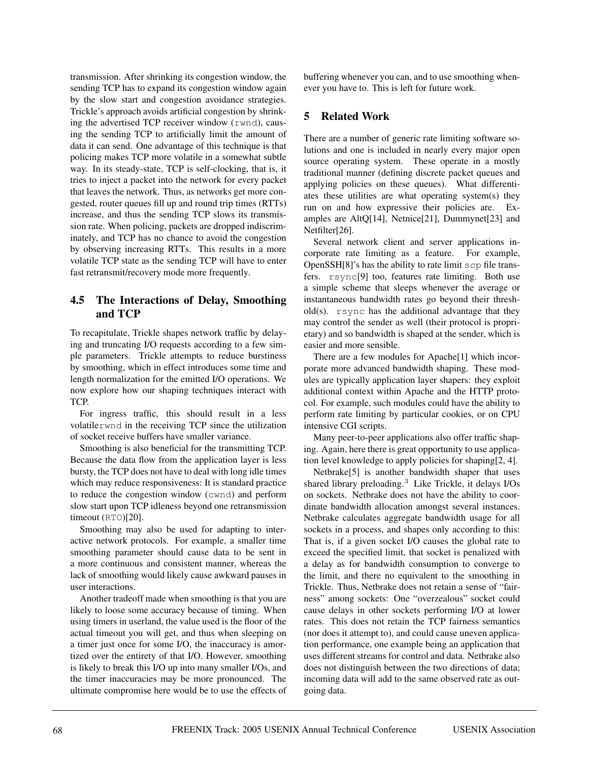transmission. After shrinking its congestion window, the sending TCP has to expand its congestion window again by the slow start and congestion avoidance strategies. Trickle's approach avoids artificial congestion by shrinking the advertised TCP receiver window (`rwnd`), causing the sending TCP to artificially limit the amount of data it can send. One advantage of this technique is that policing makes TCP more volatile in a somewhat subtle way. In its steady-state, TCP is self-clocking, that is, it tries to inject a packet into the network for every packet that leaves the network. Thus, as networks get more congested, router queues fill up and round trip times (RTTs) increase, and thus the sending TCP slows its transmission rate. When policing, packets are dropped indiscriminately, and TCP has no chance to avoid the congestion by observing increasing RTTs. This results in a more volatile TCP state as the sending TCP will have to enter fast retransmit/recovery mode more frequently.

### 4.5 The Interactions of Delay, Smoothing and TCP

To recapitulate, Trickle shapes network traffic by delaying and truncating I/O requests according to a few simple parameters. Trickle attempts to reduce burstiness by smoothing, which in effect introduces some time and length normalization for the emitted I/O operations. We now explore how our shaping techniques interact with TCP.

For ingress traffic, this should result in a less volatile`rwnd` in the receiving TCP since the utilization of socket receive buffers have smaller variance.

Smoothing is also beneficial for the transmitting TCP. Because the data flow from the application layer is less bursty, the TCP does not have to deal with long idle times which may reduce responsiveness: It is standard practice to reduce the congestion window (`cwnd`) and perform slow start upon TCP idleness beyond one retransmission timeout (`RTO`)[20].

Smoothing may also be used for adapting to interactive network protocols. For example, a smaller time smoothing parameter should cause data to be sent in a more continuous and consistent manner, whereas the lack of smoothing would likely cause awkward pauses in user interactions.

Another tradeoff made when smoothing is that you are likely to loose some accuracy because of timing. When using timers in userland, the value used is the floor of the actual timeout you will get, and thus when sleeping on a timer just once for some I/O, the inaccuracy is amortized over the entirety of that I/O. However, smoothing is likely to break this I/O up into many smaller I/Os, and the timer inaccuracies may be more pronounced. The ultimate compromise here would be to use the effects of buffering whenever you can, and to use smoothing whenever you have to. This is left for future work.

## 5 Related Work

There are a number of generic rate limiting software solutions and one is included in nearly every major open source operating system. These operate in a mostly traditional manner (defining discrete packet queues and applying policies on these queues). What differentiates these utilities are what operating system(s) they run on and how expressive their policies are. Examples are AltQ[14], Netnice[21], Dummynet[23] and Netfilter[26].

Several network client and server applications incorporate rate limiting as a feature. For example, OpenSSH[8]'s has the ability to rate limit `scp` file transfers. `rsync`[9] too, features rate limiting. Both use a simple scheme that sleeps whenever the average or instantaneous bandwidth rates go beyond their threshold(s). `rsync` has the additional advantage that they may control the sender as well (their protocol is proprietary) and so bandwidth is shaped at the sender, which is easier and more sensible.

There are a few modules for Apache[1] which incorporate more advanced bandwidth shaping. These modules are typically application layer shapers: they exploit additional context within Apache and the HTTP protocol. For example, such modules could have the ability to perform rate limiting by particular cookies, or on CPU intensive CGI scripts.

Many peer-to-peer applications also offer traffic shaping. Again, here there is great opportunity to use application level knowledge to apply policies for shaping[2, 4].

Netbrake[5] is another bandwidth shaper that uses shared library preloading.[3] Like Trickle, it delays I/Os on sockets. Netbrake does not have the ability to coordinate bandwidth allocation amongst several instances. Netbrake calculates aggregate bandwidth usage for all sockets in a process, and shapes only according to this: That is, if a given socket I/O causes the global rate to exceed the specified limit, that socket is penalized with a delay as for bandwidth consumption to converge to the limit, and there no equivalent to the smoothing in Trickle. Thus, Netbrake does not retain a sense of "fairness" among sockets: One "overzealous" socket could cause delays in other sockets performing I/O at lower rates. This does not retain the TCP fairness semantics (nor does it attempt to), and could cause uneven application performance, one example being an application that uses different streams for control and data. Netbrake also does not distinguish between the two directions of data; incoming data will add to the same observed rate as outgoing data.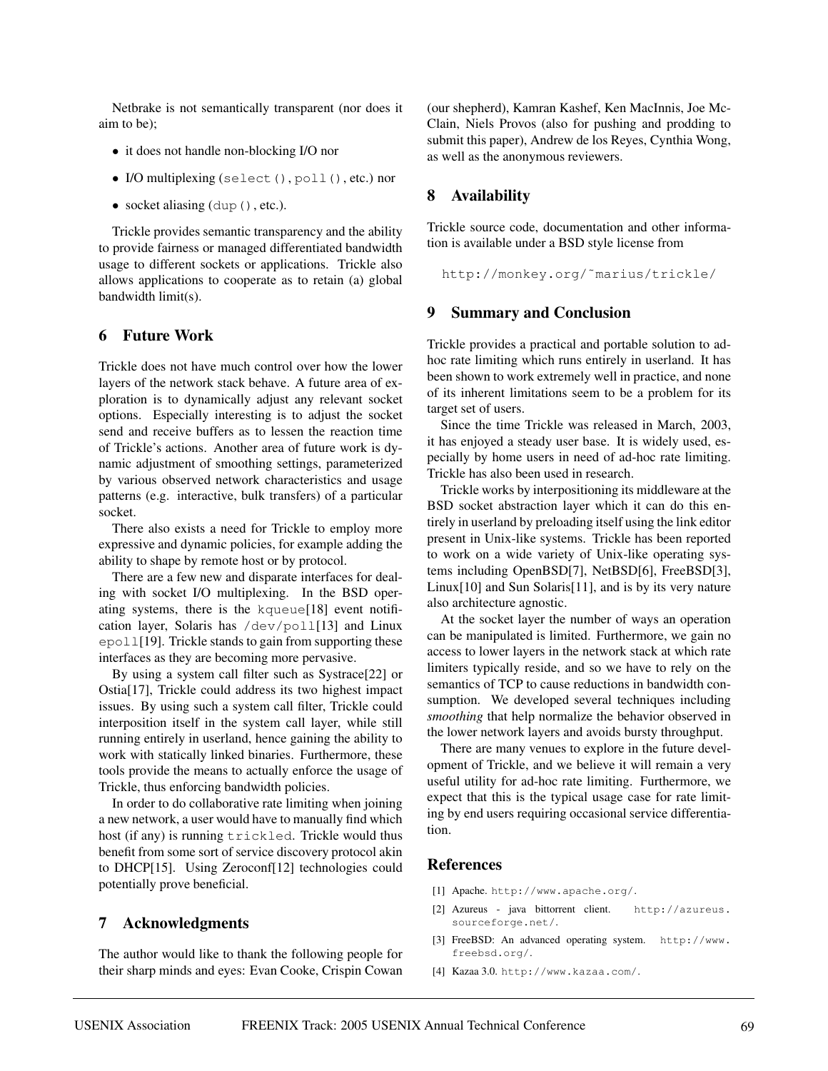Netbrake is not semantically transparent (nor does it aim to be);

- it does not handle non-blocking I/O nor
- I/O multiplexing (`select()`, `poll()`, etc.) nor
- socket aliasing (`dup()`, etc.).

Trickle provides semantic transparency and the ability to provide fairness or managed differentiated bandwidth usage to different sockets or applications. Trickle also allows applications to cooperate as to retain (a) global bandwidth limit(s).

## 6 Future Work

Trickle does not have much control over how the lower layers of the network stack behave. A future area of exploration is to dynamically adjust any relevant socket options. Especially interesting is to adjust the socket send and receive buffers as to lessen the reaction time of Trickle's actions. Another area of future work is dynamic adjustment of smoothing settings, parameterized by various observed network characteristics and usage patterns (e.g. interactive, bulk transfers) of a particular socket.

There also exists a need for Trickle to employ more expressive and dynamic policies, for example adding the ability to shape by remote host or by protocol.

There are a few new and disparate interfaces for dealing with socket I/O multiplexing. In the BSD operating systems, there is the `kqueue`[18] event notification layer, Solaris has `/dev/poll`[13] and Linux `epoll`[19]. Trickle stands to gain from supporting these interfaces as they are becoming more pervasive.

By using a system call filter such as Systrace[22] or Ostia[17], Trickle could address its two highest impact issues. By using such a system call filter, Trickle could interposition itself in the system call layer, while still running entirely in userland, hence gaining the ability to work with statically linked binaries. Furthermore, these tools provide the means to actually enforce the usage of Trickle, thus enforcing bandwidth policies.

In order to do collaborative rate limiting when joining a new network, a user would have to manually find which host (if any) is running `trickled`. Trickle would thus benefit from some sort of service discovery protocol akin to DHCP[15]. Using Zeroconf[12] technologies could potentially prove beneficial.

## 7 Acknowledgments

The author would like to thank the following people for their sharp minds and eyes: Evan Cooke, Crispin Cowan (our shepherd), Kamran Kashef, Ken MacInnis, Joe McClain, Niels Provos (also for pushing and prodding to submit this paper), Andrew de los Reyes, Cynthia Wong, as well as the anonymous reviewers.

## 8 Availability

Trickle source code, documentation and other information is available under a BSD style license from

```
http://monkey.org/~marius/trickle/
```

## 9 Summary and Conclusion

Trickle provides a practical and portable solution to ad-hoc rate limiting which runs entirely in userland. It has been shown to work extremely well in practice, and none of its inherent limitations seem to be a problem for its target set of users.

Since the time Trickle was released in March, 2003, it has enjoyed a steady user base. It is widely used, especially by home users in need of ad-hoc rate limiting. Trickle has also been used in research.

Trickle works by interpositioning its middleware at the BSD socket abstraction layer which it can do this entirely in userland by preloading itself using the link editor present in Unix-like systems. Trickle has been reported to work on a wide variety of Unix-like operating systems including OpenBSD[7], NetBSD[6], FreeBSD[3], Linux[10] and Sun Solaris[11], and is by its very nature also architecture agnostic.

At the socket layer the number of ways an operation can be manipulated is limited. Furthermore, we gain no access to lower layers in the network stack at which rate limiters typically reside, and so we have to rely on the semantics of TCP to cause reductions in bandwidth consumption. We developed several techniques including *smoothing* that help normalize the behavior observed in the lower network layers and avoids bursty throughput.

There are many venues to explore in the future development of Trickle, and we believe it will remain a very useful utility for ad-hoc rate limiting. Furthermore, we expect that this is the typical usage case for rate limiting by end users requiring occasional service differentiation.

## References

[1] Apache. `http://www.apache.org/`.

[2] Azureus - java bittorrent client. `http://azureus.sourceforge.net/`.

[3] FreeBSD: An advanced operating system. `http://www.freebsd.org/`.

[4] Kazaa 3.0. `http://www.kazaa.com/`.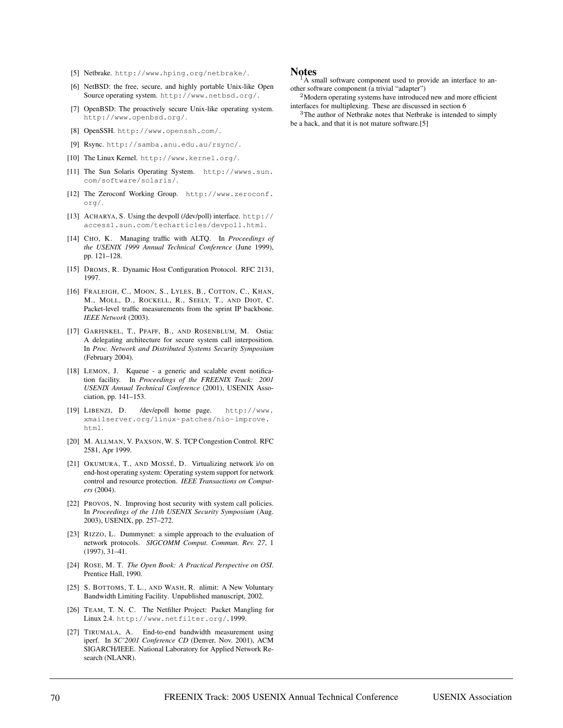[5] Netbrake. http://www.hping.org/netbrake/.

[6] NetBSD: the free, secure, and highly portable Unix-like Open Source operating system. http://www.netbsd.org/.

[7] OpenBSD: The proactively secure Unix-like operating system. http://www.openbsd.org/.

[8] OpenSSH. http://www.openssh.com/.

[9] Rsync. http://samba.anu.edu.au/rsync/.

[10] The Linux Kernel. http://www.kernel.org/.

[11] The Sun Solaris Operating System. http://wwws.sun.com/software/solaris/.

[12] The Zeroconf Working Group. http://www.zeroconf.org/.

[13] ACHARYA, S. Using the devpoll (/dev/poll) interface. http://access1.sun.com/techarticles/devpoll.html.

[14] CHO, K. Managing traffic with ALTQ. In *Proceedings of the USENIX 1999 Annual Technical Conference* (June 1999), pp. 121–128.

[15] DROMS, R. Dynamic Host Configuration Protocol. RFC 2131, 1997.

[16] FRALEIGH, C., MOON, S., LYLES, B., COTTON, C., KHAN, M., MOLL, D., ROCKELL, R., SEELY, T., AND DIOT, C. Packet-level traffic measurements from the sprint IP backbone. *IEEE Network* (2003).

[17] GARFINKEL, T., PFAFF, B., AND ROSENBLUM, M. Ostia: A delegating architecture for secure system call interposition. In *Proc. Network and Distributed Systems Security Symposium* (February 2004).

[18] LEMON, J. Kqueue - a generic and scalable event notification facility. In *Proceedings of the FREENIX Track: 2001 USENIX Annual Technical Conference* (2001), USENIX Association, pp. 141–153.

[19] LIBENZI, D. /dev/epoll home page. http://www.xmailserver.org/linux-patches/nio-improve.html.

[20] M. ALLMAN, V. PAXSON, W. S. TCP Congestion Control. RFC 2581, Apr 1999.

[21] OKUMURA, T., AND MOSSÉ, D. Virtualizing network i/o on end-host operating system: Operating system support for network control and resource protection. *IEEE Transactions on Computers* (2004).

[22] PROVOS, N. Improving host security with system call policies. In *Proceedings of the 11th USENIX Security Symposium* (Aug. 2003), USENIX, pp. 257–272.

[23] RIZZO, L. Dummynet: a simple approach to the evaluation of network protocols. *SIGCOMM Comput. Commun. Rev. 27*, 1 (1997), 31–41.

[24] ROSE, M. T. *The Open Book: A Practical Perspective on OSI*. Prentice Hall, 1990.

[25] S. BOTTOMS, T. L., AND WASH, R. nlimit: A New Voluntary Bandwidth Limiting Facility. Unpublished manuscript, 2002.

[26] TEAM, T. N. C. The Netfilter Project: Packet Mangling for Linux 2.4. http://www.netfilter.org/, 1999.

[27] TIRUMALA, A. End-to-end bandwidth measurement using iperf. In *SC'2001 Conference CD* (Denver, Nov. 2001), ACM SIGARCH/IEEE. National Laboratory for Applied Network Research (NLANR).

## Notes

[1] A small software component used to provide an interface to another software component (a trivial "adapter")

[2] Modern operating systems have introduced new and more efficient interfaces for multiplexing. These are discussed in section 6

[3] The author of Netbrake notes that Netbrake is intended to simply be a hack, and that it is not mature software.[5]